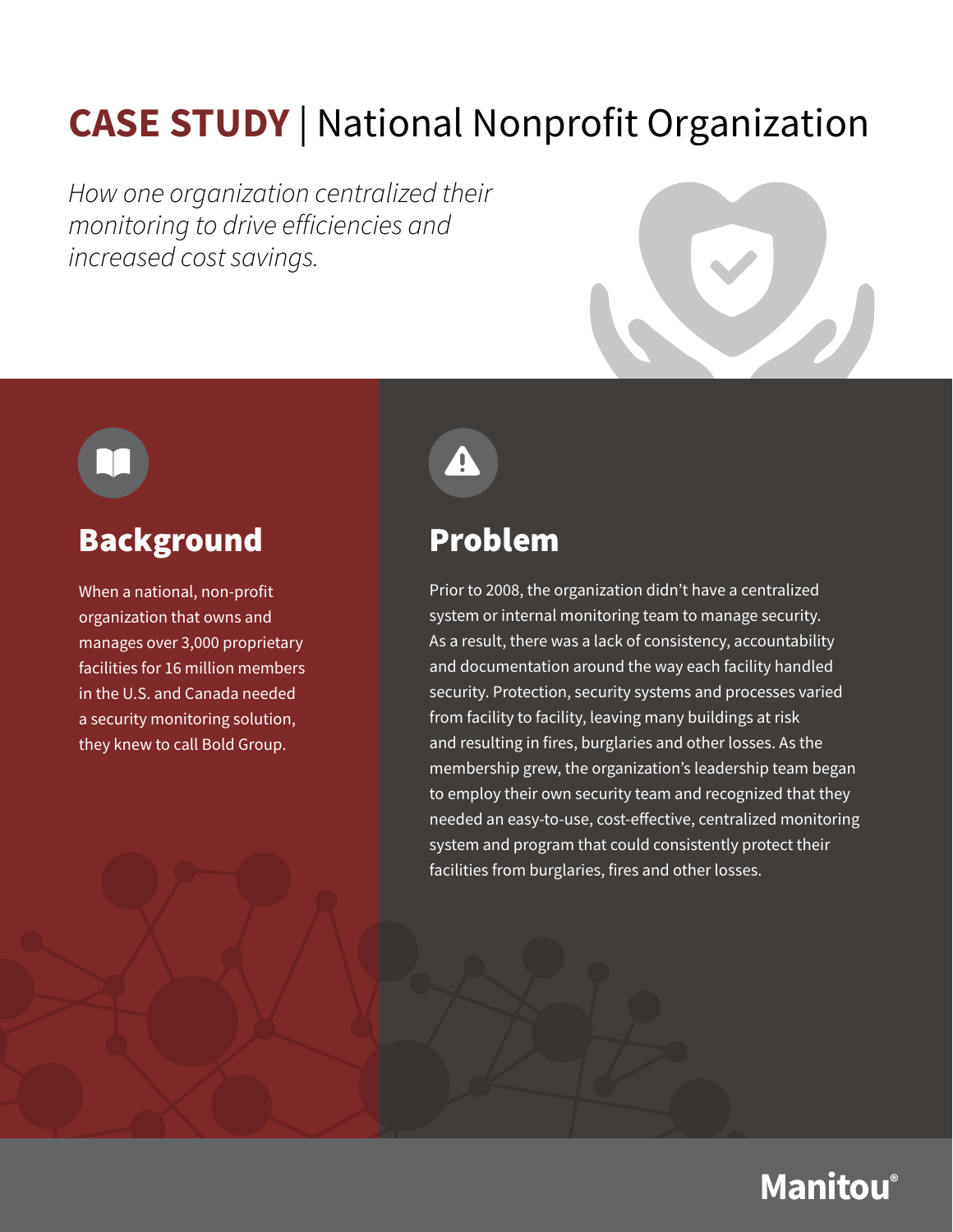# CASE STUDY | National Nonprofit Organization

*How one organization centralized their monitoring to drive efficiencies and increased cost savings.*

## Background

When a national, non-profit organization that owns and manages over 3,000 proprietary facilities for 16 million members in the U.S. and Canada needed a security monitoring solution, they knew to call Bold Group.

## Problem

Prior to 2008, the organization didn't have a centralized system or internal monitoring team to manage security. As a result, there was a lack of consistency, accountability and documentation around the way each facility handled security. Protection, security systems and processes varied from facility to facility, leaving many buildings at risk and resulting in fires, burglaries and other losses. As the membership grew, the organization's leadership team began to employ their own security team and recognized that they needed an easy-to-use, cost-effective, centralized monitoring system and program that could consistently protect their facilities from burglaries, fires and other losses.

Manitou®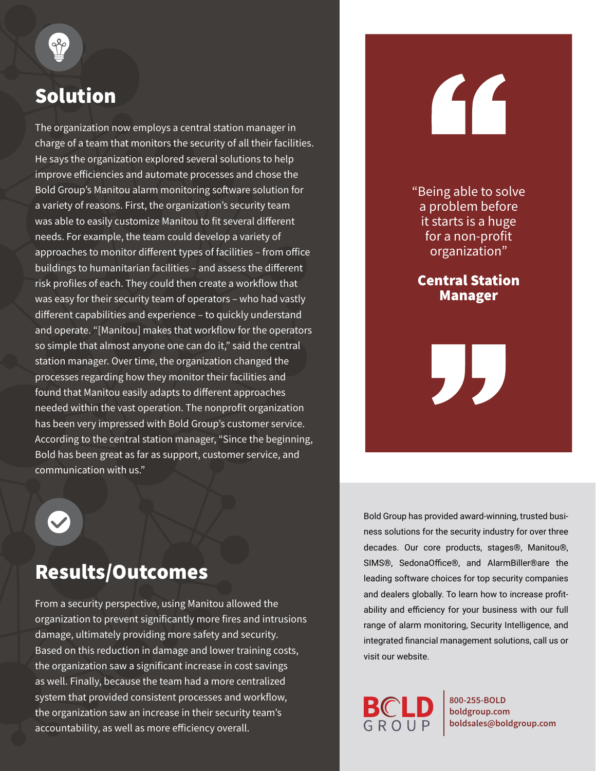## Solution

The organization now employs a central station manager in charge of a team that monitors the security of all their facilities. He says the organization explored several solutions to help improve efficiencies and automate processes and chose the Bold Group's Manitou alarm monitoring software solution for a variety of reasons. First, the organization's security team was able to easily customize Manitou to fit several different needs. For example, the team could develop a variety of approaches to monitor different types of facilities – from office buildings to humanitarian facilities – and assess the different risk profiles of each. They could then create a workflow that was easy for their security team of operators – who had vastly different capabilities and experience – to quickly understand and operate. "[Manitou] makes that workflow for the operators so simple that almost anyone one can do it," said the central station manager. Over time, the organization changed the processes regarding how they monitor their facilities and found that Manitou easily adapts to different approaches needed within the vast operation. The nonprofit organization has been very impressed with Bold Group's customer service. According to the central station manager, "Since the beginning, Bold has been great as far as support, customer service, and communication with us."

## Results/Outcomes

From a security perspective, using Manitou allowed the organization to prevent significantly more fires and intrusions damage, ultimately providing more safety and security. Based on this reduction in damage and lower training costs, the organization saw a significant increase in cost savings as well. Finally, because the team had a more centralized system that provided consistent processes and workflow, the organization saw an increase in their security team's accountability, as well as more efficiency overall.

"Being able to solve a problem before it starts is a huge for a non-profit organization"

**Central Station Manager**

Bold Group has provided award-winning, trusted business solutions for the security industry for over three decades. Our core products, stages®, Manitou®, SIMS®, SedonaOffice®, and AlarmBiller®are the leading software choices for top security companies and dealers globally. To learn how to increase profitability and efficiency for your business with our full range of alarm monitoring, Security Intelligence, and integrated financial management solutions, call us or visit our website.

BOLD GROUP

**800-255-BOLD**
**boldgroup.com**
**boldsales@boldgroup.com**